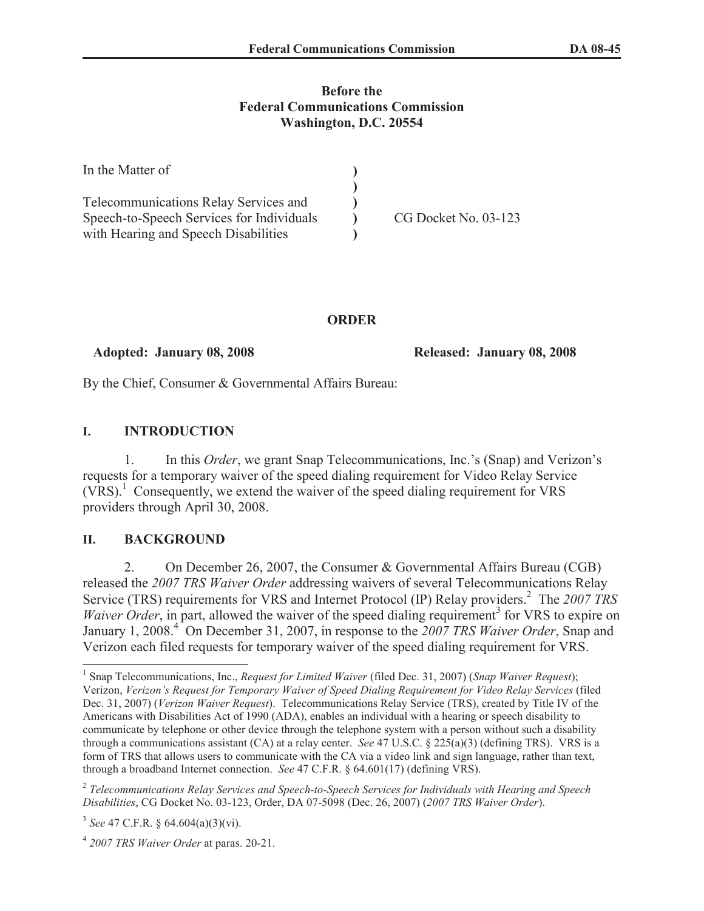**Before the**
**Federal Communications Commission**
**Washington, D.C. 20554**

| | | |
|---|---|---|
| In the Matter of | ) | |
| | ) | |
| Telecommunications Relay Services and | ) | |
| Speech-to-Speech Services for Individuals | ) | CG Docket No. 03-123 |
| with Hearing and Speech Disabilities | ) | |

**ORDER**

**Adopted: January 08, 2008** **Released: January 08, 2008**

By the Chief, Consumer & Governmental Affairs Bureau:

## I. INTRODUCTION

1. In this *Order*, we grant Snap Telecommunications, Inc.'s (Snap) and Verizon's requests for a temporary waiver of the speed dialing requirement for Video Relay Service (VRS).[1] Consequently, we extend the waiver of the speed dialing requirement for VRS providers through April 30, 2008.

## II. BACKGROUND

2. On December 26, 2007, the Consumer & Governmental Affairs Bureau (CGB) released the *2007 TRS Waiver Order* addressing waivers of several Telecommunications Relay Service (TRS) requirements for VRS and Internet Protocol (IP) Relay providers.[2] The *2007 TRS Waiver Order*, in part, allowed the waiver of the speed dialing requirement[3] for VRS to expire on January 1, 2008.[4] On December 31, 2007, in response to the *2007 TRS Waiver Order*, Snap and Verizon each filed requests for temporary waiver of the speed dialing requirement for VRS.

---

[1] Snap Telecommunications, Inc., *Request for Limited Waiver* (filed Dec. 31, 2007) (*Snap Waiver Request*); Verizon, *Verizon's Request for Temporary Waiver of Speed Dialing Requirement for Video Relay Services* (filed Dec. 31, 2007) (*Verizon Waiver Request*). Telecommunications Relay Service (TRS), created by Title IV of the Americans with Disabilities Act of 1990 (ADA), enables an individual with a hearing or speech disability to communicate by telephone or other device through the telephone system with a person without such a disability through a communications assistant (CA) at a relay center. *See* 47 U.S.C. § 225(a)(3) (defining TRS). VRS is a form of TRS that allows users to communicate with the CA via a video link and sign language, rather than text, through a broadband Internet connection. *See* 47 C.F.R. § 64.601(17) (defining VRS).

[2] *Telecommunications Relay Services and Speech-to-Speech Services for Individuals with Hearing and Speech Disabilities*, CG Docket No. 03-123, Order, DA 07-5098 (Dec. 26, 2007) (*2007 TRS Waiver Order*).

[3] *See* 47 C.F.R. § 64.604(a)(3)(vi).

[4] *2007 TRS Waiver Order* at paras. 20-21.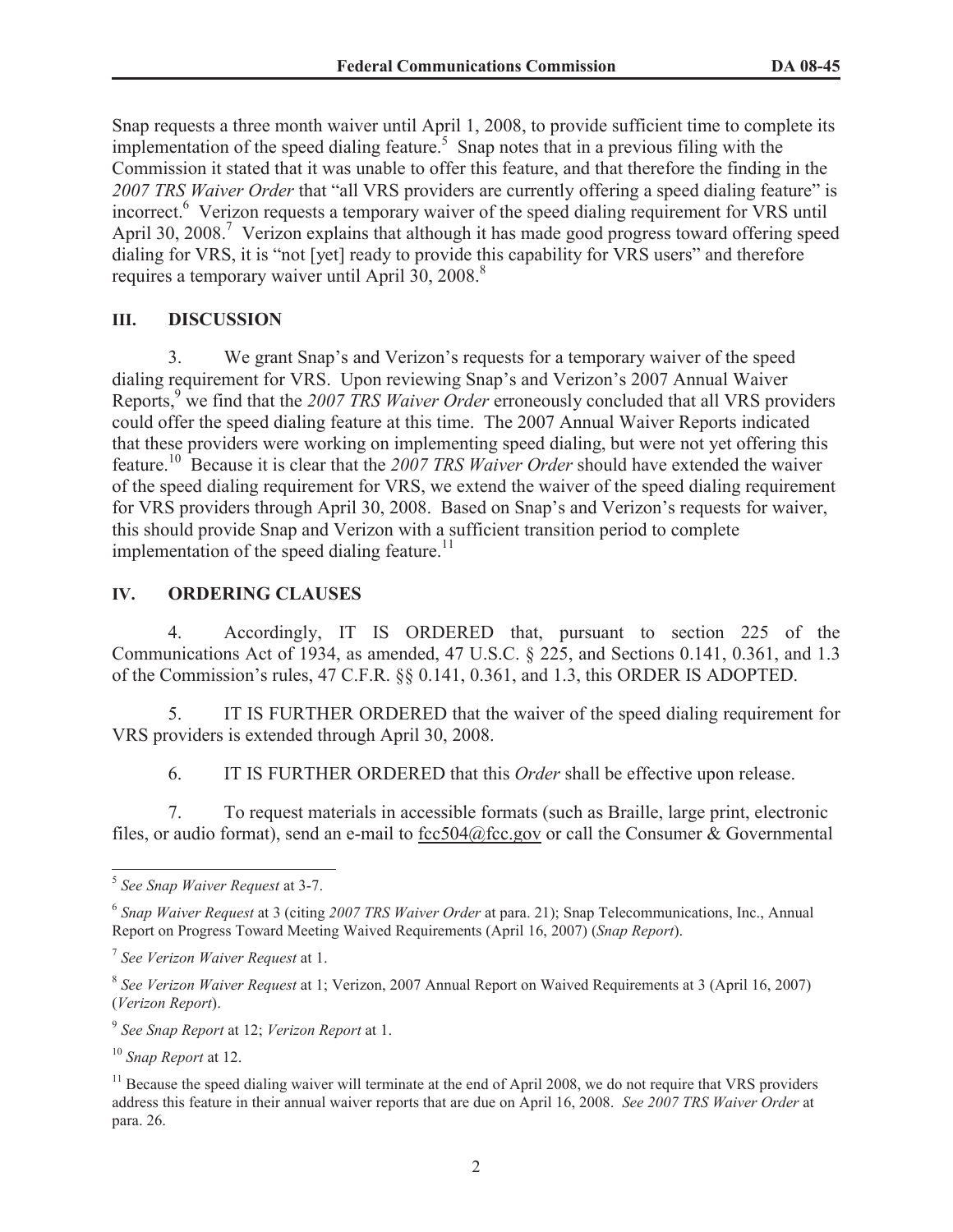Snap requests a three month waiver until April 1, 2008, to provide sufficient time to complete its implementation of the speed dialing feature.[5] Snap notes that in a previous filing with the Commission it stated that it was unable to offer this feature, and that therefore the finding in the *2007 TRS Waiver Order* that "all VRS providers are currently offering a speed dialing feature" is incorrect.[6] Verizon requests a temporary waiver of the speed dialing requirement for VRS until April 30, 2008.[7] Verizon explains that although it has made good progress toward offering speed dialing for VRS, it is "not [yet] ready to provide this capability for VRS users" and therefore requires a temporary waiver until April 30, 2008.[8]

## III. DISCUSSION

3. We grant Snap's and Verizon's requests for a temporary waiver of the speed dialing requirement for VRS. Upon reviewing Snap's and Verizon's 2007 Annual Waiver Reports,[9] we find that the *2007 TRS Waiver Order* erroneously concluded that all VRS providers could offer the speed dialing feature at this time. The 2007 Annual Waiver Reports indicated that these providers were working on implementing speed dialing, but were not yet offering this feature.[10] Because it is clear that the *2007 TRS Waiver Order* should have extended the waiver of the speed dialing requirement for VRS, we extend the waiver of the speed dialing requirement for VRS providers through April 30, 2008. Based on Snap's and Verizon's requests for waiver, this should provide Snap and Verizon with a sufficient transition period to complete implementation of the speed dialing feature.[11]

## IV. ORDERING CLAUSES

4. Accordingly, IT IS ORDERED that, pursuant to section 225 of the Communications Act of 1934, as amended, 47 U.S.C. § 225, and Sections 0.141, 0.361, and 1.3 of the Commission's rules, 47 C.F.R. §§ 0.141, 0.361, and 1.3, this ORDER IS ADOPTED.

5. IT IS FURTHER ORDERED that the waiver of the speed dialing requirement for VRS providers is extended through April 30, 2008.

6. IT IS FURTHER ORDERED that this *Order* shall be effective upon release.

7. To request materials in accessible formats (such as Braille, large print, electronic files, or audio format), send an e-mail to fcc504@fcc.gov or call the Consumer & Governmental

---

[5] *See Snap Waiver Request* at 3-7.

[6] *Snap Waiver Request* at 3 (citing *2007 TRS Waiver Order* at para. 21); Snap Telecommunications, Inc., Annual Report on Progress Toward Meeting Waived Requirements (April 16, 2007) (*Snap Report*).

[7] *See Verizon Waiver Request* at 1.

[8] *See Verizon Waiver Request* at 1; Verizon, 2007 Annual Report on Waived Requirements at 3 (April 16, 2007) (*Verizon Report*).

[9] *See Snap Report* at 12; *Verizon Report* at 1.

[10] *Snap Report* at 12.

[11] Because the speed dialing waiver will terminate at the end of April 2008, we do not require that VRS providers address this feature in their annual waiver reports that are due on April 16, 2008. *See 2007 TRS Waiver Order* at para. 26.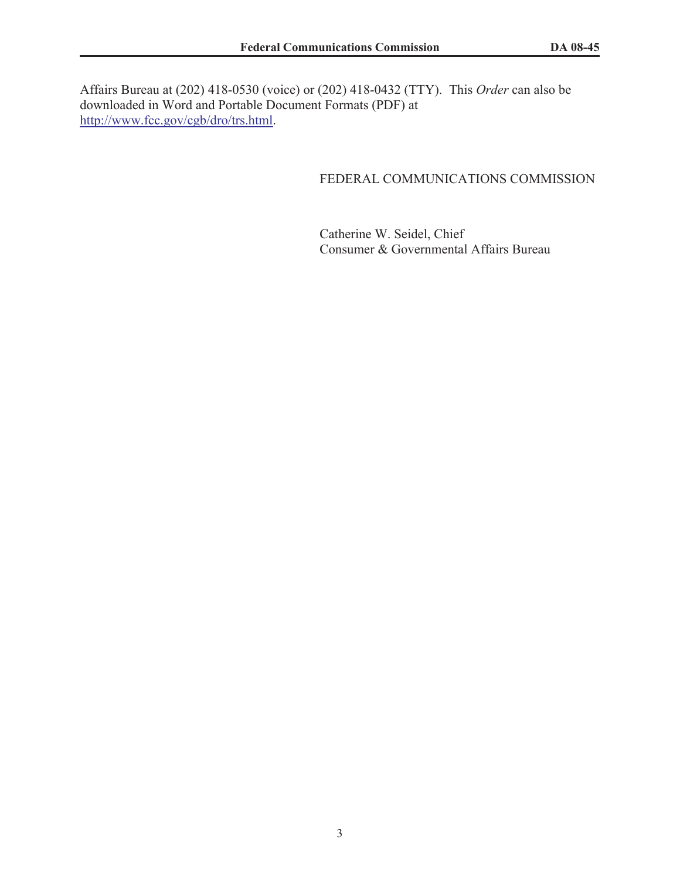Affairs Bureau at (202) 418-0530 (voice) or (202) 418-0432 (TTY). This *Order* can also be downloaded in Word and Portable Document Formats (PDF) at http://www.fcc.gov/cgb/dro/trs.html.

FEDERAL COMMUNICATIONS COMMISSION

Catherine W. Seidel, Chief
Consumer & Governmental Affairs Bureau